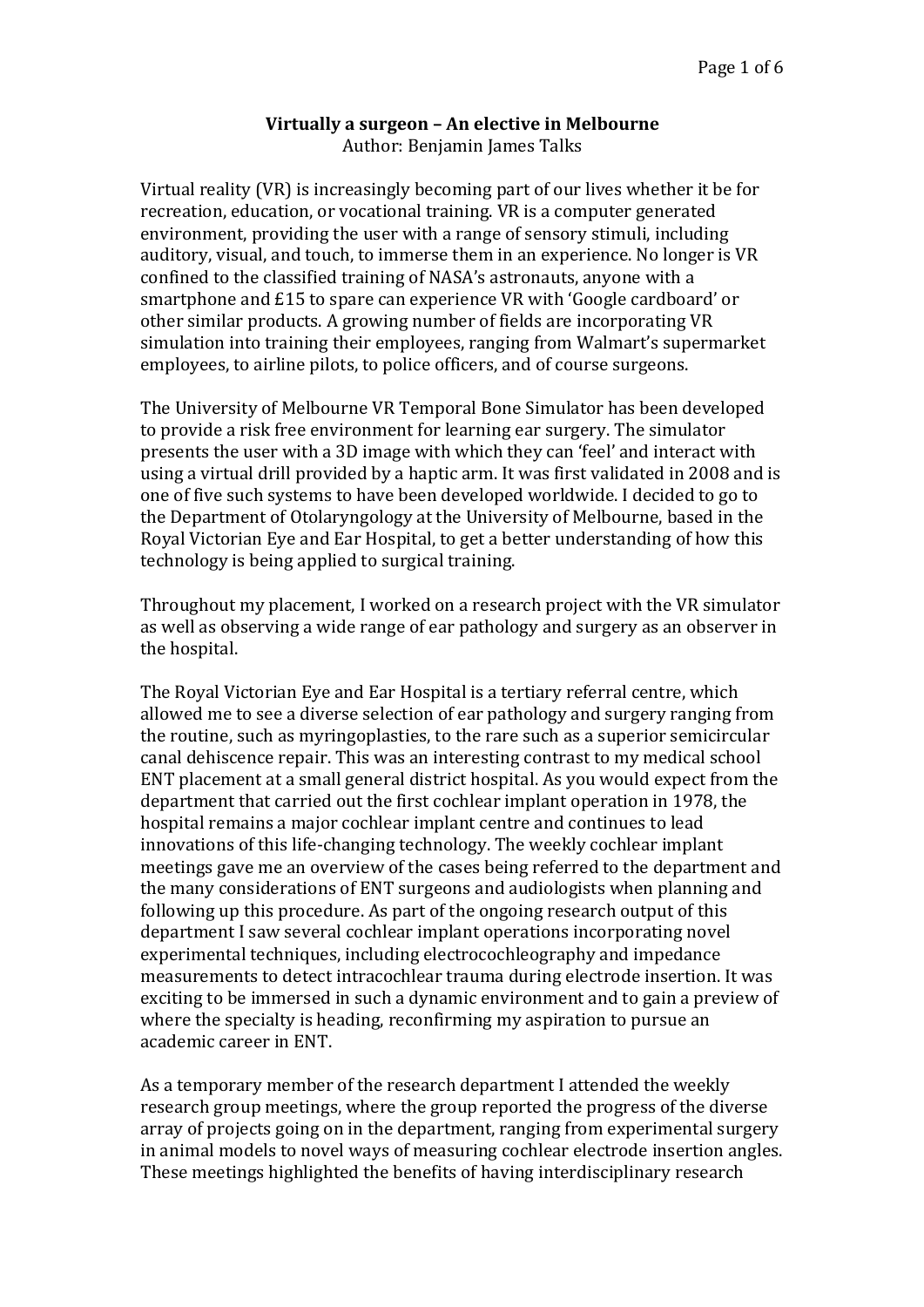# Virtually a surgeon – An elective in Melbourne

Author: Benjamin James Talks

Virtual reality (VR) is increasingly becoming part of our lives whether it be for recreation, education, or vocational training. VR is a computer generated environment, providing the user with a range of sensory stimuli, including auditory, visual, and touch, to immerse them in an experience. No longer is VR confined to the classified training of NASA's astronauts, anyone with a smartphone and £15 to spare can experience VR with 'Google cardboard' or other similar products. A growing number of fields are incorporating VR simulation into training their employees, ranging from Walmart's supermarket employees, to airline pilots, to police officers, and of course surgeons.

The University of Melbourne VR Temporal Bone Simulator has been developed to provide a risk free environment for learning ear surgery. The simulator presents the user with a 3D image with which they can 'feel' and interact with using a virtual drill provided by a haptic arm. It was first validated in 2008 and is one of five such systems to have been developed worldwide. I decided to go to the Department of Otolaryngology at the University of Melbourne, based in the Royal Victorian Eye and Ear Hospital, to get a better understanding of how this technology is being applied to surgical training.

Throughout my placement, I worked on a research project with the VR simulator as well as observing a wide range of ear pathology and surgery as an observer in the hospital.

The Royal Victorian Eye and Ear Hospital is a tertiary referral centre, which allowed me to see a diverse selection of ear pathology and surgery ranging from the routine, such as myringoplasties, to the rare such as a superior semicircular canal dehiscence repair. This was an interesting contrast to my medical school ENT placement at a small general district hospital. As you would expect from the department that carried out the first cochlear implant operation in 1978, the hospital remains a major cochlear implant centre and continues to lead innovations of this life-changing technology. The weekly cochlear implant meetings gave me an overview of the cases being referred to the department and the many considerations of ENT surgeons and audiologists when planning and following up this procedure. As part of the ongoing research output of this department I saw several cochlear implant operations incorporating novel experimental techniques, including electrocochleography and impedance measurements to detect intracochlear trauma during electrode insertion. It was exciting to be immersed in such a dynamic environment and to gain a preview of where the specialty is heading, reconfirming my aspiration to pursue an academic career in ENT.

As a temporary member of the research department I attended the weekly research group meetings, where the group reported the progress of the diverse array of projects going on in the department, ranging from experimental surgery in animal models to novel ways of measuring cochlear electrode insertion angles. These meetings highlighted the benefits of having interdisciplinary research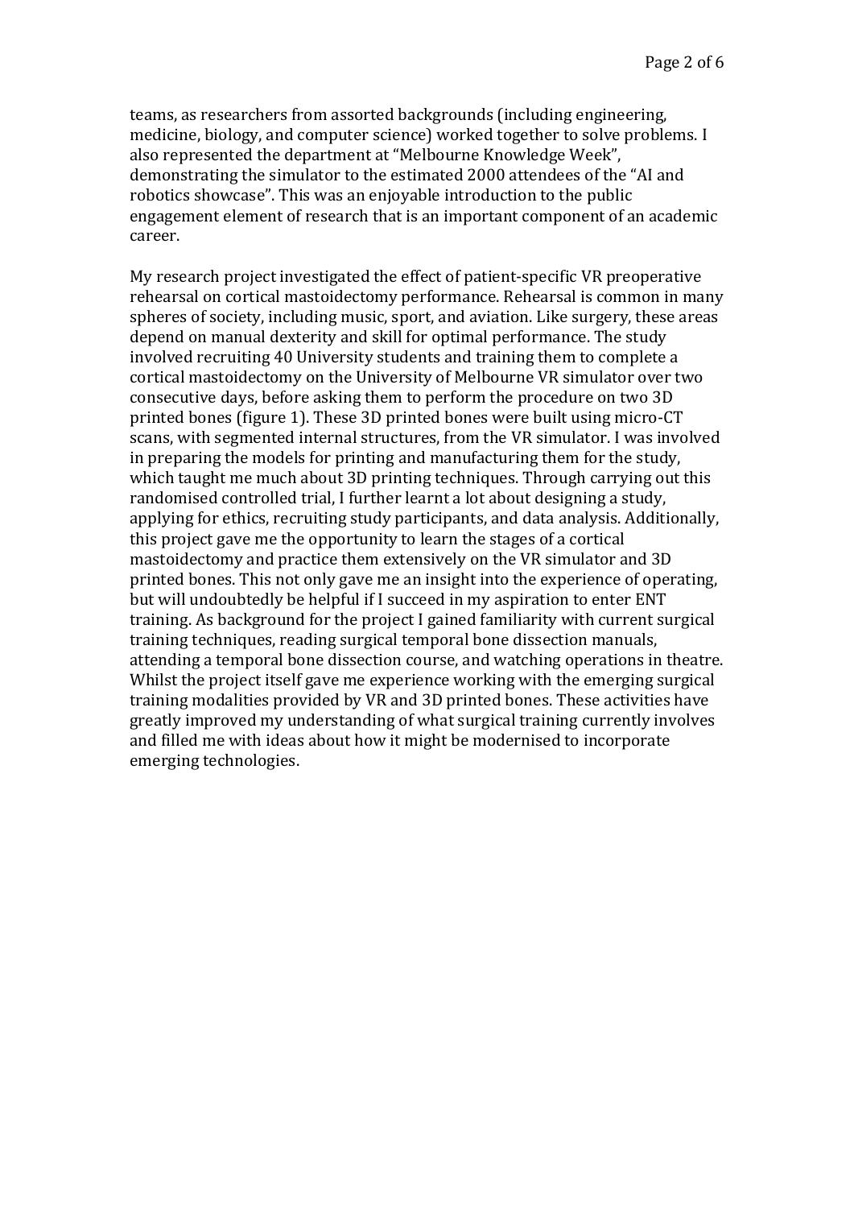teams, as researchers from assorted backgrounds (including engineering, medicine, biology, and computer science) worked together to solve problems. I also represented the department at "Melbourne Knowledge Week", demonstrating the simulator to the estimated 2000 attendees of the "AI and robotics showcase". This was an enjoyable introduction to the public engagement element of research that is an important component of an academic career.

My research project investigated the effect of patient-specific VR preoperative rehearsal on cortical mastoidectomy performance. Rehearsal is common in many spheres of society, including music, sport, and aviation. Like surgery, these areas depend on manual dexterity and skill for optimal performance. The study involved recruiting 40 University students and training them to complete a cortical mastoidectomy on the University of Melbourne VR simulator over two consecutive days, before asking them to perform the procedure on two 3D printed bones (figure 1). These 3D printed bones were built using micro-CT scans, with segmented internal structures, from the VR simulator. I was involved in preparing the models for printing and manufacturing them for the study, which taught me much about 3D printing techniques. Through carrying out this randomised controlled trial, I further learnt a lot about designing a study, applying for ethics, recruiting study participants, and data analysis. Additionally, this project gave me the opportunity to learn the stages of a cortical mastoidectomy and practice them extensively on the VR simulator and 3D printed bones. This not only gave me an insight into the experience of operating, but will undoubtedly be helpful if I succeed in my aspiration to enter ENT training. As background for the project I gained familiarity with current surgical training techniques, reading surgical temporal bone dissection manuals, attending a temporal bone dissection course, and watching operations in theatre. Whilst the project itself gave me experience working with the emerging surgical training modalities provided by VR and 3D printed bones. These activities have greatly improved my understanding of what surgical training currently involves and filled me with ideas about how it might be modernised to incorporate emerging technologies.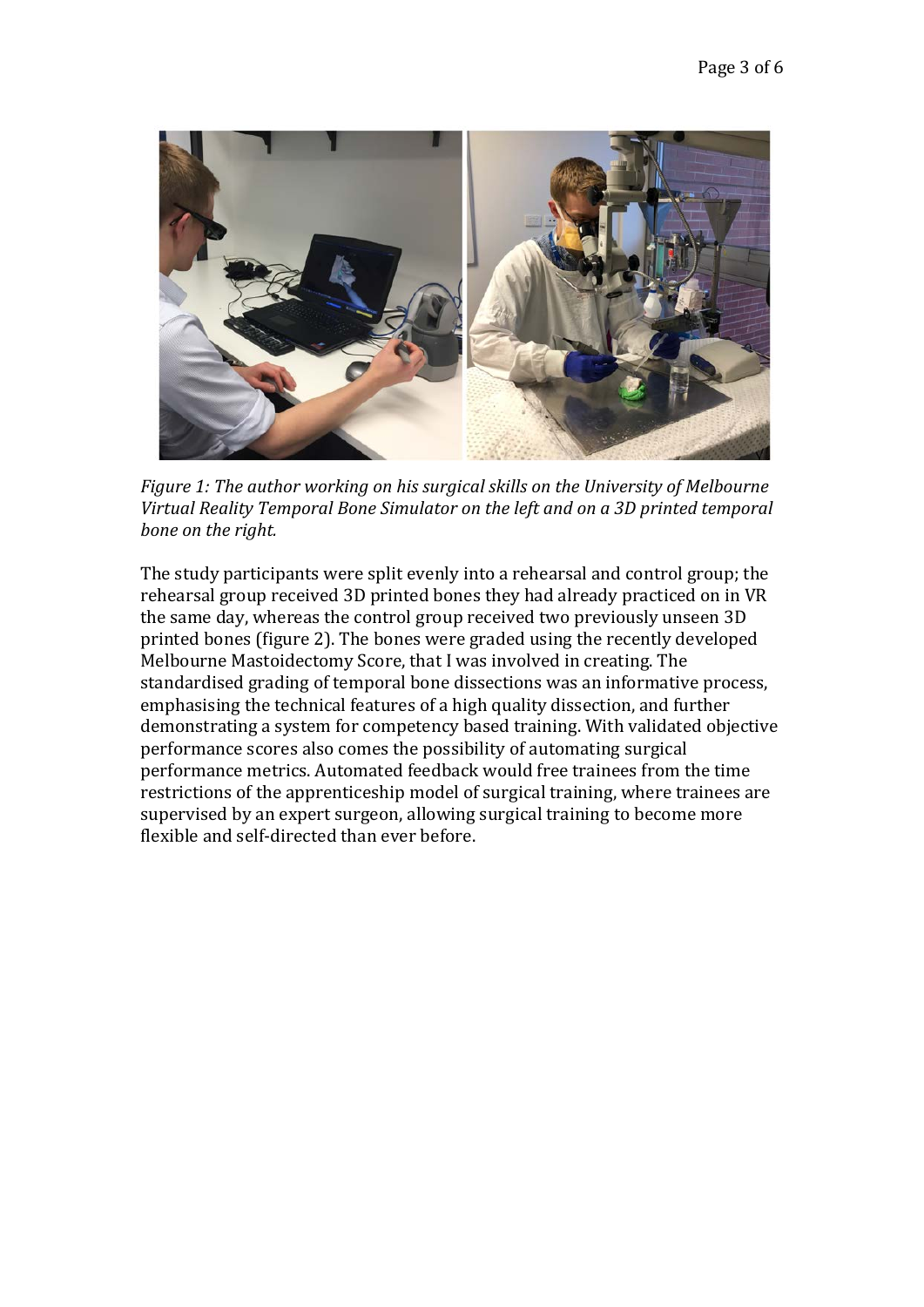*Figure 1: The author working on his surgical skills on the University of Melbourne Virtual Reality Temporal Bone Simulator on the left and on a 3D printed temporal bone on the right.*

The study participants were split evenly into a rehearsal and control group; the rehearsal group received 3D printed bones they had already practiced on in VR the same day, whereas the control group received two previously unseen 3D printed bones (figure 2). The bones were graded using the recently developed Melbourne Mastoidectomy Score, that I was involved in creating. The standardised grading of temporal bone dissections was an informative process, emphasising the technical features of a high quality dissection, and further demonstrating a system for competency based training. With validated objective performance scores also comes the possibility of automating surgical performance metrics. Automated feedback would free trainees from the time restrictions of the apprenticeship model of surgical training, where trainees are supervised by an expert surgeon, allowing surgical training to become more flexible and self-directed than ever before.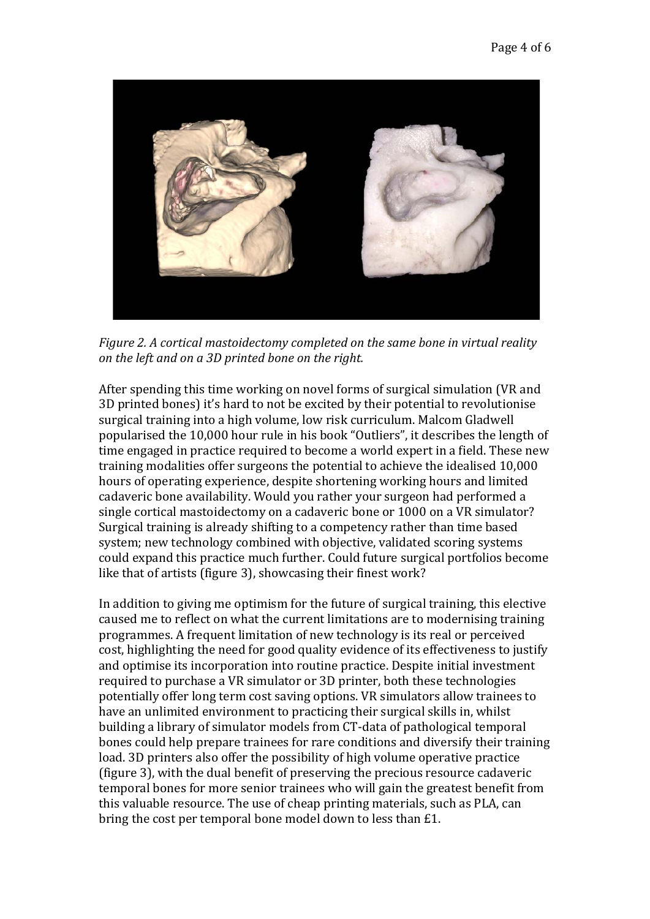*Figure 2. A cortical mastoidectomy completed on the same bone in virtual reality on the left and on a 3D printed bone on the right.*

After spending this time working on novel forms of surgical simulation (VR and 3D printed bones) it's hard to not be excited by their potential to revolutionise surgical training into a high volume, low risk curriculum. Malcom Gladwell popularised the 10,000 hour rule in his book "Outliers", it describes the length of time engaged in practice required to become a world expert in a field. These new training modalities offer surgeons the potential to achieve the idealised 10,000 hours of operating experience, despite shortening working hours and limited cadaveric bone availability. Would you rather your surgeon had performed a single cortical mastoidectomy on a cadaveric bone or 1000 on a VR simulator? Surgical training is already shifting to a competency rather than time based system; new technology combined with objective, validated scoring systems could expand this practice much further. Could future surgical portfolios become like that of artists (figure 3), showcasing their finest work?

In addition to giving me optimism for the future of surgical training, this elective caused me to reflect on what the current limitations are to modernising training programmes. A frequent limitation of new technology is its real or perceived cost, highlighting the need for good quality evidence of its effectiveness to justify and optimise its incorporation into routine practice. Despite initial investment required to purchase a VR simulator or 3D printer, both these technologies potentially offer long term cost saving options. VR simulators allow trainees to have an unlimited environment to practicing their surgical skills in, whilst building a library of simulator models from CT-data of pathological temporal bones could help prepare trainees for rare conditions and diversify their training load. 3D printers also offer the possibility of high volume operative practice (figure 3), with the dual benefit of preserving the precious resource cadaveric temporal bones for more senior trainees who will gain the greatest benefit from this valuable resource. The use of cheap printing materials, such as PLA, can bring the cost per temporal bone model down to less than £1.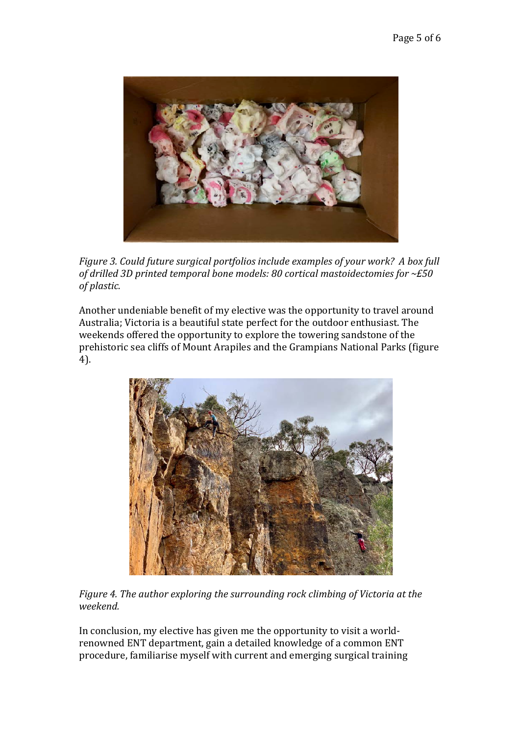*Figure 3. Could future surgical portfolios include examples of your work? A box full of drilled 3D printed temporal bone models: 80 cortical mastoidectomies for ~£50 of plastic.*

Another undeniable benefit of my elective was the opportunity to travel around Australia; Victoria is a beautiful state perfect for the outdoor enthusiast. The weekends offered the opportunity to explore the towering sandstone of the prehistoric sea cliffs of Mount Arapiles and the Grampians National Parks (figure 4).

*Figure 4. The author exploring the surrounding rock climbing of Victoria at the weekend.*

In conclusion, my elective has given me the opportunity to visit a world-renowned ENT department, gain a detailed knowledge of a common ENT procedure, familiarise myself with current and emerging surgical training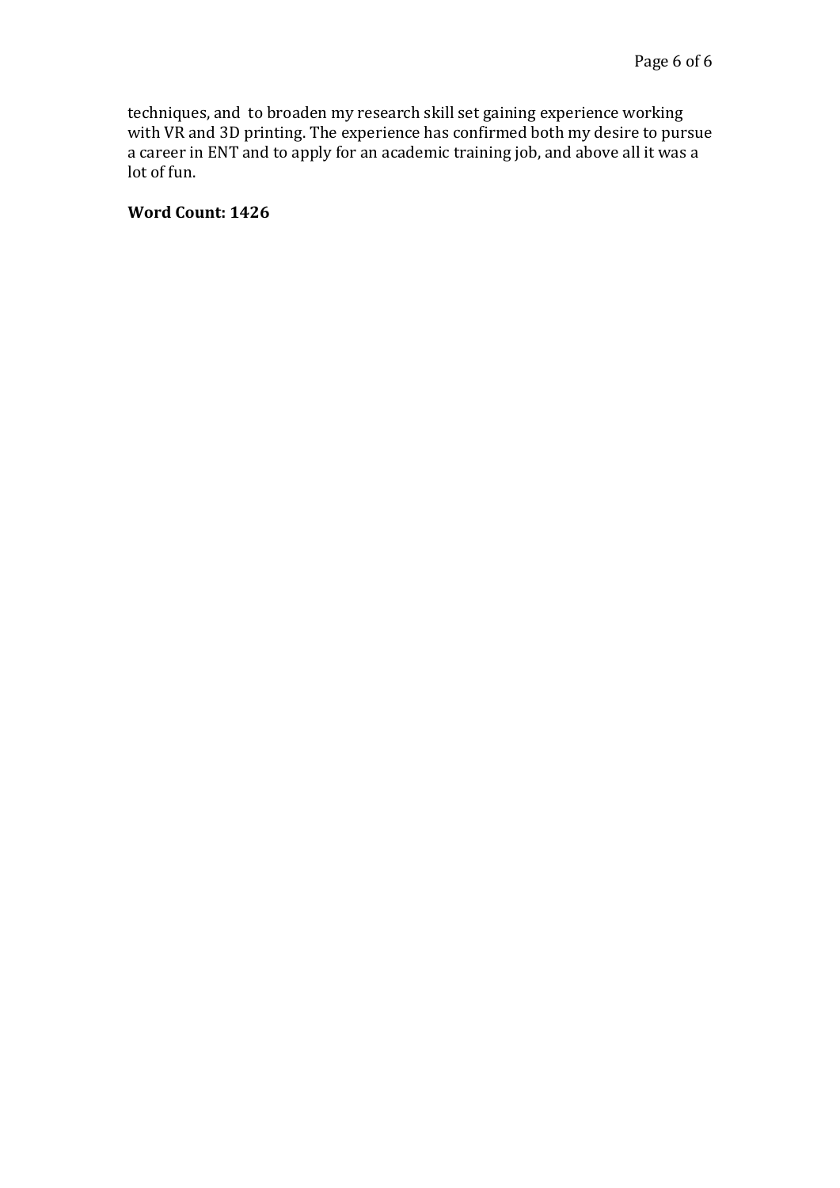techniques, and to broaden my research skill set gaining experience working with VR and 3D printing. The experience has confirmed both my desire to pursue a career in ENT and to apply for an academic training job, and above all it was a lot of fun.

**Word Count: 1426**